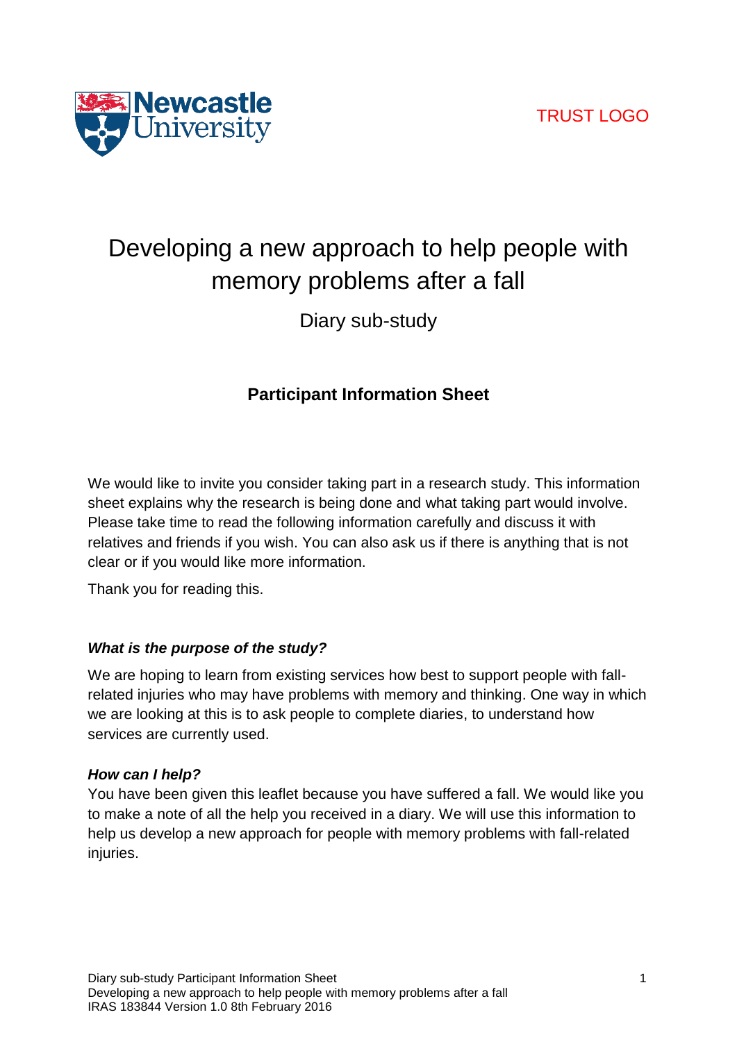TRUST LOGO

# Developing a new approach to help people with memory problems after a fall

Diary sub-study

## Participant Information Sheet

We would like to invite you consider taking part in a research study. This information sheet explains why the research is being done and what taking part would involve. Please take time to read the following information carefully and discuss it with relatives and friends if you wish. You can also ask us if there is anything that is not clear or if you would like more information.

Thank you for reading this.

### *What is the purpose of the study?*

We are hoping to learn from existing services how best to support people with fall-related injuries who may have problems with memory and thinking. One way in which we are looking at this is to ask people to complete diaries, to understand how services are currently used.

### *How can I help?*

You have been given this leaflet because you have suffered a fall. We would like you to make a note of all the help you received in a diary. We will use this information to help us develop a new approach for people with memory problems with fall-related injuries.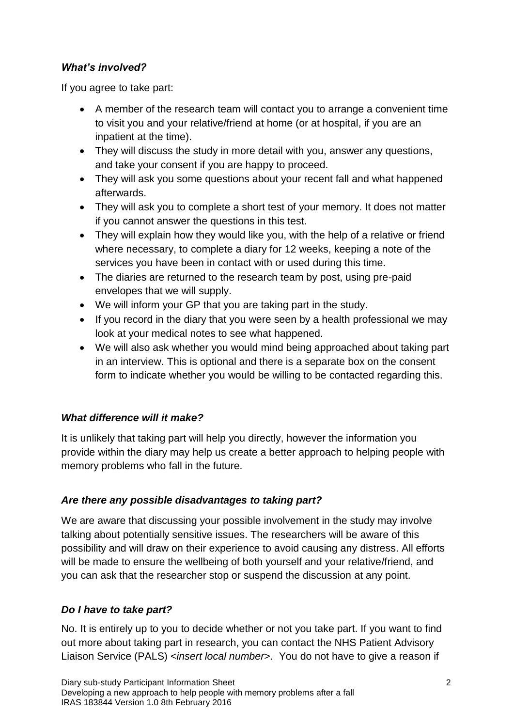### *What's involved?*

If you agree to take part:

- A member of the research team will contact you to arrange a convenient time to visit you and your relative/friend at home (or at hospital, if you are an inpatient at the time).
- They will discuss the study in more detail with you, answer any questions, and take your consent if you are happy to proceed.
- They will ask you some questions about your recent fall and what happened afterwards.
- They will ask you to complete a short test of your memory. It does not matter if you cannot answer the questions in this test.
- They will explain how they would like you, with the help of a relative or friend where necessary, to complete a diary for 12 weeks, keeping a note of the services you have been in contact with or used during this time.
- The diaries are returned to the research team by post, using pre-paid envelopes that we will supply.
- We will inform your GP that you are taking part in the study.
- If you record in the diary that you were seen by a health professional we may look at your medical notes to see what happened.
- We will also ask whether you would mind being approached about taking part in an interview. This is optional and there is a separate box on the consent form to indicate whether you would be willing to be contacted regarding this.

### *What difference will it make?*

It is unlikely that taking part will help you directly, however the information you provide within the diary may help us create a better approach to helping people with memory problems who fall in the future.

### *Are there any possible disadvantages to taking part?*

We are aware that discussing your possible involvement in the study may involve talking about potentially sensitive issues. The researchers will be aware of this possibility and will draw on their experience to avoid causing any distress. All efforts will be made to ensure the wellbeing of both yourself and your relative/friend, and you can ask that the researcher stop or suspend the discussion at any point.

### *Do I have to take part?*

No. It is entirely up to you to decide whether or not you take part. If you want to find out more about taking part in research, you can contact the NHS Patient Advisory Liaison Service (PALS) <*insert local number*>. You do not have to give a reason if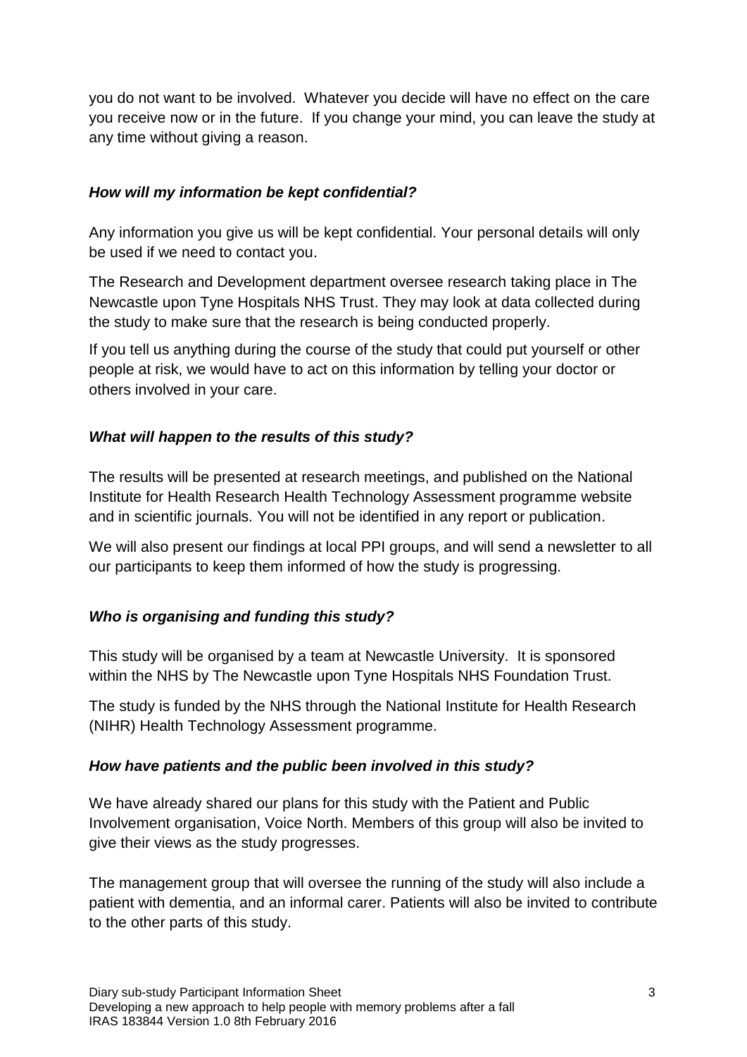you do not want to be involved. Whatever you decide will have no effect on the care you receive now or in the future. If you change your mind, you can leave the study at any time without giving a reason.

### *How will my information be kept confidential?*

Any information you give us will be kept confidential. Your personal details will only be used if we need to contact you.

The Research and Development department oversee research taking place in The Newcastle upon Tyne Hospitals NHS Trust. They may look at data collected during the study to make sure that the research is being conducted properly.

If you tell us anything during the course of the study that could put yourself or other people at risk, we would have to act on this information by telling your doctor or others involved in your care.

### *What will happen to the results of this study?*

The results will be presented at research meetings, and published on the National Institute for Health Research Health Technology Assessment programme website and in scientific journals. You will not be identified in any report or publication.

We will also present our findings at local PPI groups, and will send a newsletter to all our participants to keep them informed of how the study is progressing.

### *Who is organising and funding this study?*

This study will be organised by a team at Newcastle University. It is sponsored within the NHS by The Newcastle upon Tyne Hospitals NHS Foundation Trust.

The study is funded by the NHS through the National Institute for Health Research (NIHR) Health Technology Assessment programme.

### *How have patients and the public been involved in this study?*

We have already shared our plans for this study with the Patient and Public Involvement organisation, Voice North. Members of this group will also be invited to give their views as the study progresses.

The management group that will oversee the running of the study will also include a patient with dementia, and an informal carer. Patients will also be invited to contribute to the other parts of this study.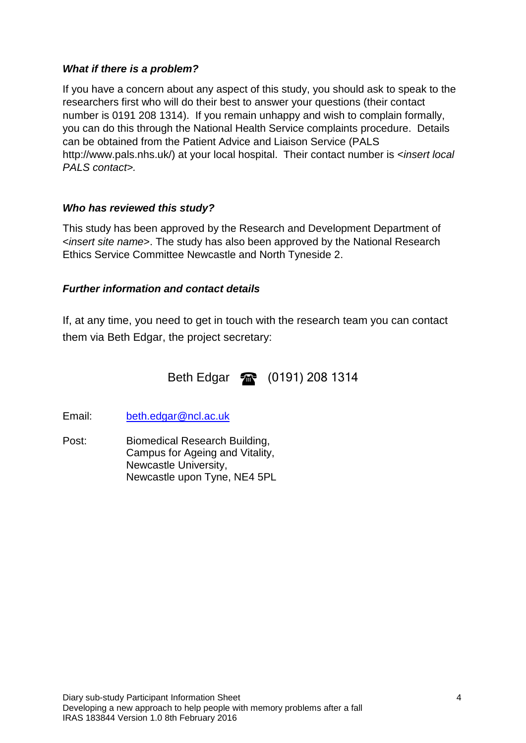***What if there is a problem?***

If you have a concern about any aspect of this study, you should ask to speak to the researchers first who will do their best to answer your questions (their contact number is 0191 208 1314). If you remain unhappy and wish to complain formally, you can do this through the National Health Service complaints procedure. Details can be obtained from the Patient Advice and Liaison Service (PALS http://www.pals.nhs.uk/) at your local hospital. Their contact number is <*insert local PALS contact*>*.*

***Who has reviewed this study?***

This study has been approved by the Research and Development Department of <*insert site name*>. The study has also been approved by the National Research Ethics Service Committee Newcastle and North Tyneside 2.

***Further information and contact details***

If, at any time, you need to get in touch with the research team you can contact them via Beth Edgar, the project secretary:

Beth Edgar ☎ (0191) 208 1314

Email: beth.edgar@ncl.ac.uk

Post: Biomedical Research Building,
Campus for Ageing and Vitality,
Newcastle University,
Newcastle upon Tyne, NE4 5PL

Diary sub-study Participant Information Sheet
Developing a new approach to help people with memory problems after a fall
IRAS 183844 Version 1.0 8th February 2016